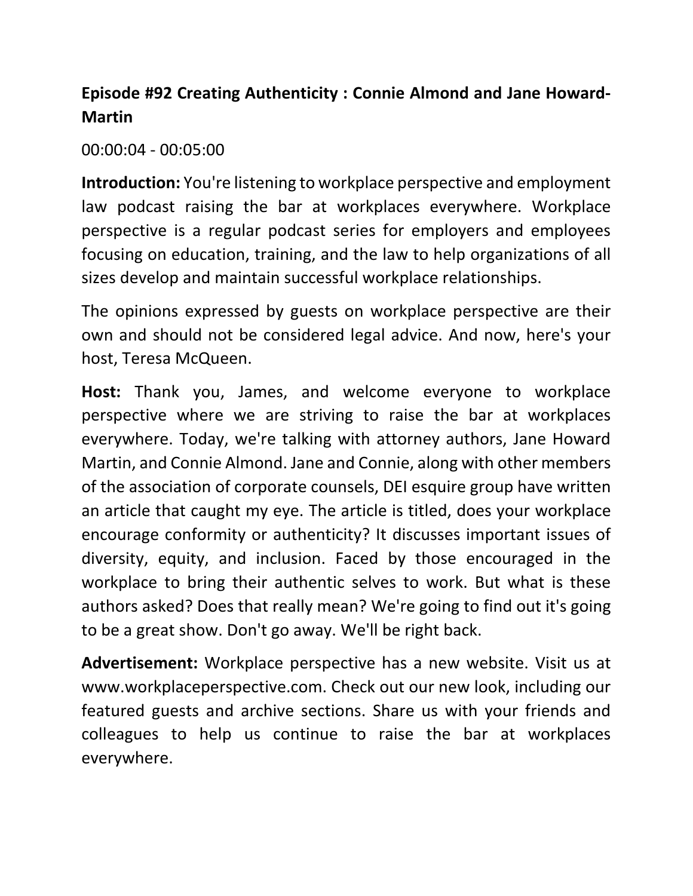## Episode #92 Creating Authenticity : Connie Almond and Jane Howard-Martin

00:00:04 - 00:05:00

**Introduction:** You're listening to workplace perspective and employment law podcast raising the bar at workplaces everywhere. Workplace perspective is a regular podcast series for employers and employees focusing on education, training, and the law to help organizations of all sizes develop and maintain successful workplace relationships.

The opinions expressed by guests on workplace perspective are their own and should not be considered legal advice. And now, here's your host, Teresa McQueen.

**Host:** Thank you, James, and welcome everyone to workplace perspective where we are striving to raise the bar at workplaces everywhere. Today, we're talking with attorney authors, Jane Howard Martin, and Connie Almond. Jane and Connie, along with other members of the association of corporate counsels, DEI esquire group have written an article that caught my eye. The article is titled, does your workplace encourage conformity or authenticity? It discusses important issues of diversity, equity, and inclusion. Faced by those encouraged in the workplace to bring their authentic selves to work. But what is these authors asked? Does that really mean? We're going to find out it's going to be a great show. Don't go away. We'll be right back.

**Advertisement:** Workplace perspective has a new website. Visit us at www.workplaceperspective.com. Check out our new look, including our featured guests and archive sections. Share us with your friends and colleagues to help us continue to raise the bar at workplaces everywhere.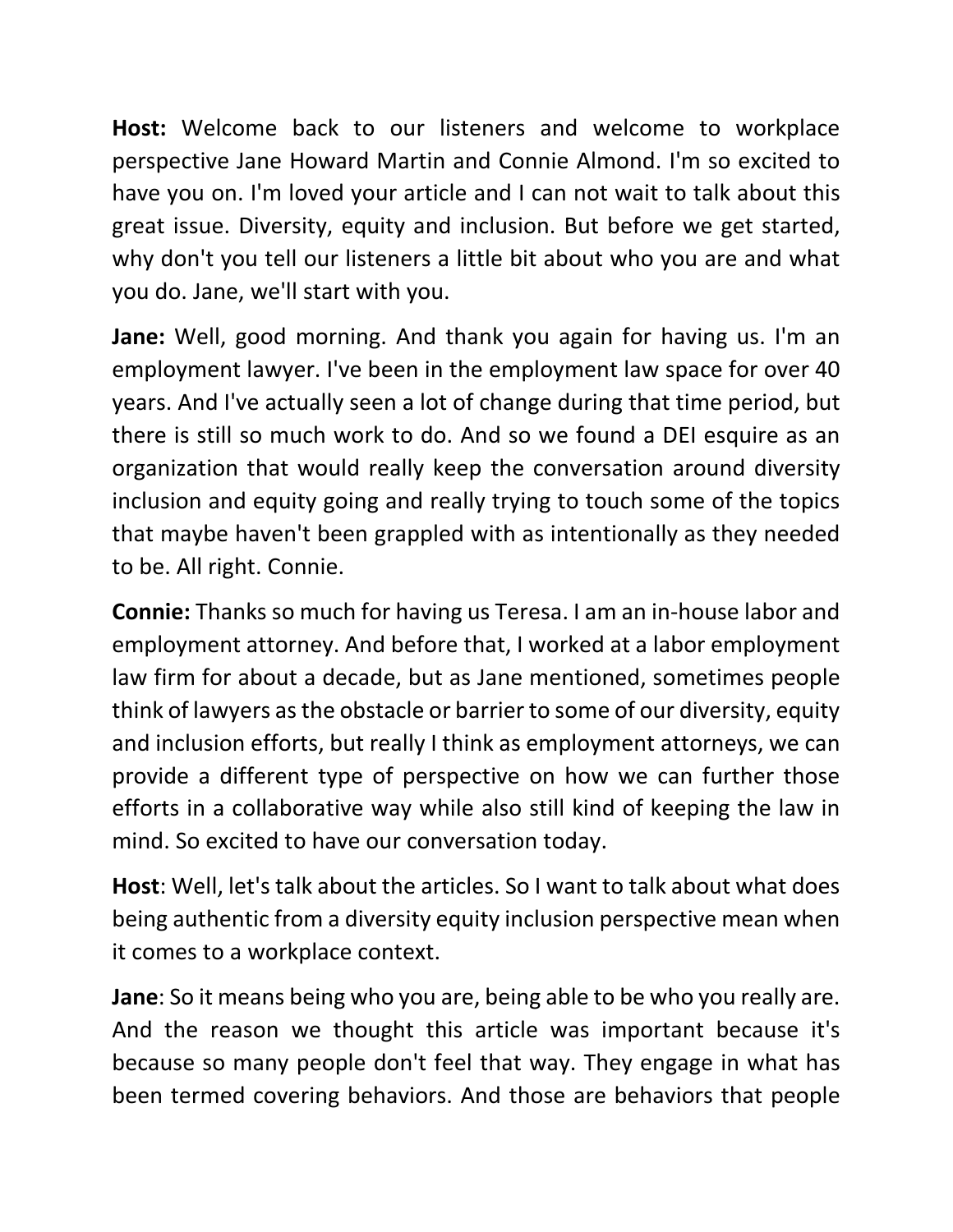**Host:** Welcome back to our listeners and welcome to workplace perspective Jane Howard Martin and Connie Almond. I'm so excited to have you on. I'm loved your article and I can not wait to talk about this great issue. Diversity, equity and inclusion. But before we get started, why don't you tell our listeners a little bit about who you are and what you do. Jane, we'll start with you.

**Jane:** Well, good morning. And thank you again for having us. I'm an employment lawyer. I've been in the employment law space for over 40 years. And I've actually seen a lot of change during that time period, but there is still so much work to do. And so we found a DEI esquire as an organization that would really keep the conversation around diversity inclusion and equity going and really trying to touch some of the topics that maybe haven't been grappled with as intentionally as they needed to be. All right. Connie.

**Connie:** Thanks so much for having us Teresa. I am an in-house labor and employment attorney. And before that, I worked at a labor employment law firm for about a decade, but as Jane mentioned, sometimes people think of lawyers as the obstacle or barrier to some of our diversity, equity and inclusion efforts, but really I think as employment attorneys, we can provide a different type of perspective on how we can further those efforts in a collaborative way while also still kind of keeping the law in mind. So excited to have our conversation today.

**Host**: Well, let's talk about the articles. So I want to talk about what does being authentic from a diversity equity inclusion perspective mean when it comes to a workplace context.

**Jane**: So it means being who you are, being able to be who you really are. And the reason we thought this article was important because it's because so many people don't feel that way. They engage in what has been termed covering behaviors. And those are behaviors that people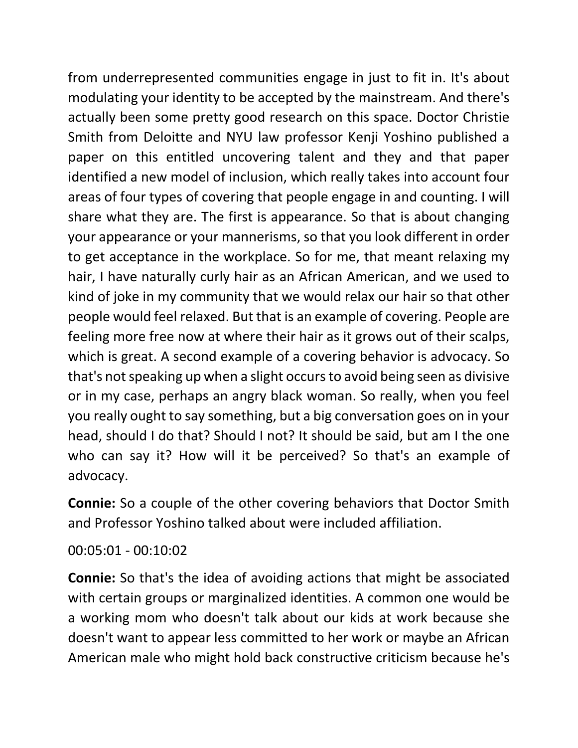from underrepresented communities engage in just to fit in. It's about modulating your identity to be accepted by the mainstream. And there's actually been some pretty good research on this space. Doctor Christie Smith from Deloitte and NYU law professor Kenji Yoshino published a paper on this entitled uncovering talent and they and that paper identified a new model of inclusion, which really takes into account four areas of four types of covering that people engage in and counting. I will share what they are. The first is appearance. So that is about changing your appearance or your mannerisms, so that you look different in order to get acceptance in the workplace. So for me, that meant relaxing my hair, I have naturally curly hair as an African American, and we used to kind of joke in my community that we would relax our hair so that other people would feel relaxed. But that is an example of covering. People are feeling more free now at where their hair as it grows out of their scalps, which is great. A second example of a covering behavior is advocacy. So that's not speaking up when a slight occurs to avoid being seen as divisive or in my case, perhaps an angry black woman. So really, when you feel you really ought to say something, but a big conversation goes on in your head, should I do that? Should I not? It should be said, but am I the one who can say it? How will it be perceived? So that's an example of advocacy.

**Connie:** So a couple of the other covering behaviors that Doctor Smith and Professor Yoshino talked about were included affiliation.

00:05:01 - 00:10:02

**Connie:** So that's the idea of avoiding actions that might be associated with certain groups or marginalized identities. A common one would be a working mom who doesn't talk about our kids at work because she doesn't want to appear less committed to her work or maybe an African American male who might hold back constructive criticism because he's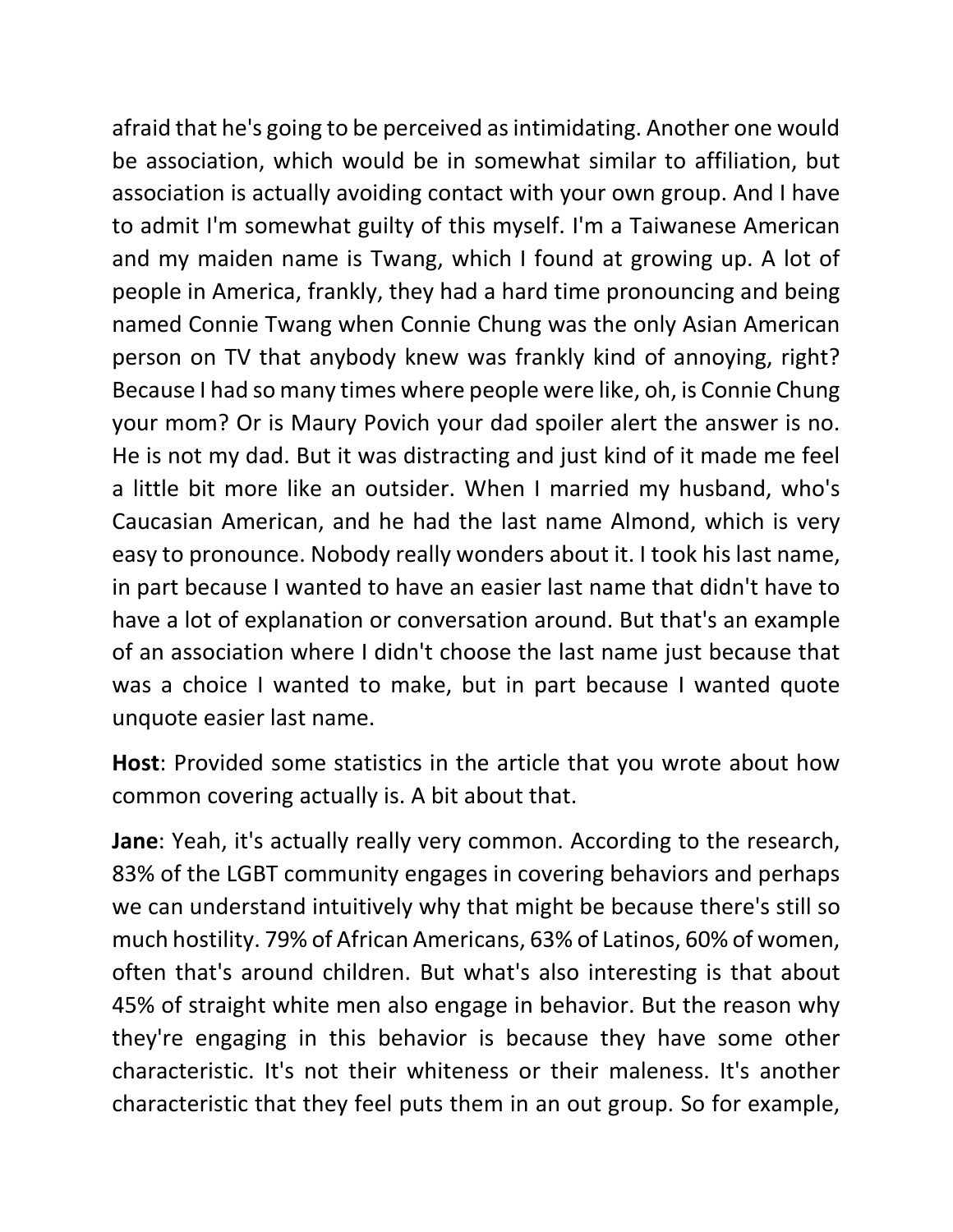afraid that he's going to be perceived as intimidating. Another one would be association, which would be in somewhat similar to affiliation, but association is actually avoiding contact with your own group. And I have to admit I'm somewhat guilty of this myself. I'm a Taiwanese American and my maiden name is Twang, which I found at growing up. A lot of people in America, frankly, they had a hard time pronouncing and being named Connie Twang when Connie Chung was the only Asian American person on TV that anybody knew was frankly kind of annoying, right? Because I had so many times where people were like, oh, is Connie Chung your mom? Or is Maury Povich your dad spoiler alert the answer is no. He is not my dad. But it was distracting and just kind of it made me feel a little bit more like an outsider. When I married my husband, who's Caucasian American, and he had the last name Almond, which is very easy to pronounce. Nobody really wonders about it. I took his last name, in part because I wanted to have an easier last name that didn't have to have a lot of explanation or conversation around. But that's an example of an association where I didn't choose the last name just because that was a choice I wanted to make, but in part because I wanted quote unquote easier last name.

**Host**: Provided some statistics in the article that you wrote about how common covering actually is. A bit about that.

**Jane**: Yeah, it's actually really very common. According to the research, 83% of the LGBT community engages in covering behaviors and perhaps we can understand intuitively why that might be because there's still so much hostility. 79% of African Americans, 63% of Latinos, 60% of women, often that's around children. But what's also interesting is that about 45% of straight white men also engage in behavior. But the reason why they're engaging in this behavior is because they have some other characteristic. It's not their whiteness or their maleness. It's another characteristic that they feel puts them in an out group. So for example,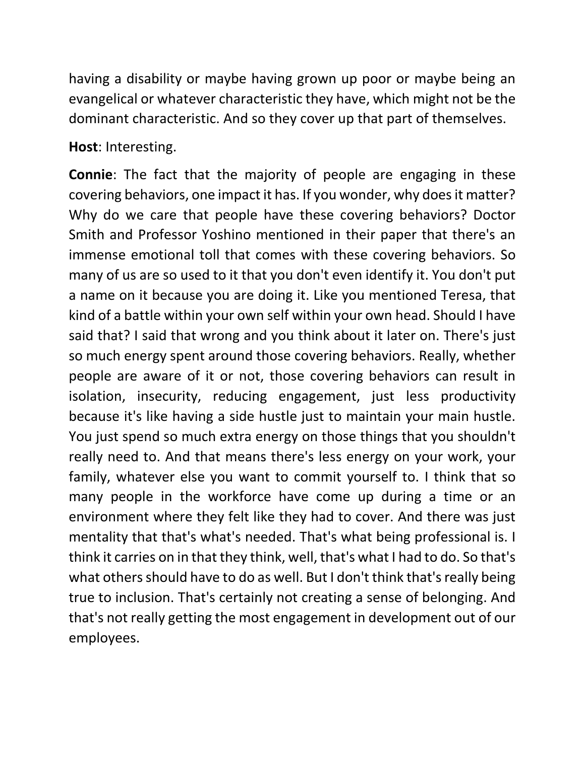having a disability or maybe having grown up poor or maybe being an evangelical or whatever characteristic they have, which might not be the dominant characteristic. And so they cover up that part of themselves.

**Host**: Interesting.

**Connie**: The fact that the majority of people are engaging in these covering behaviors, one impact it has. If you wonder, why does it matter? Why do we care that people have these covering behaviors? Doctor Smith and Professor Yoshino mentioned in their paper that there's an immense emotional toll that comes with these covering behaviors. So many of us are so used to it that you don't even identify it. You don't put a name on it because you are doing it. Like you mentioned Teresa, that kind of a battle within your own self within your own head. Should I have said that? I said that wrong and you think about it later on. There's just so much energy spent around those covering behaviors. Really, whether people are aware of it or not, those covering behaviors can result in isolation, insecurity, reducing engagement, just less productivity because it's like having a side hustle just to maintain your main hustle. You just spend so much extra energy on those things that you shouldn't really need to. And that means there's less energy on your work, your family, whatever else you want to commit yourself to. I think that so many people in the workforce have come up during a time or an environment where they felt like they had to cover. And there was just mentality that that's what's needed. That's what being professional is. I think it carries on in that they think, well, that's what I had to do. So that's what others should have to do as well. But I don't think that's really being true to inclusion. That's certainly not creating a sense of belonging. And that's not really getting the most engagement in development out of our employees.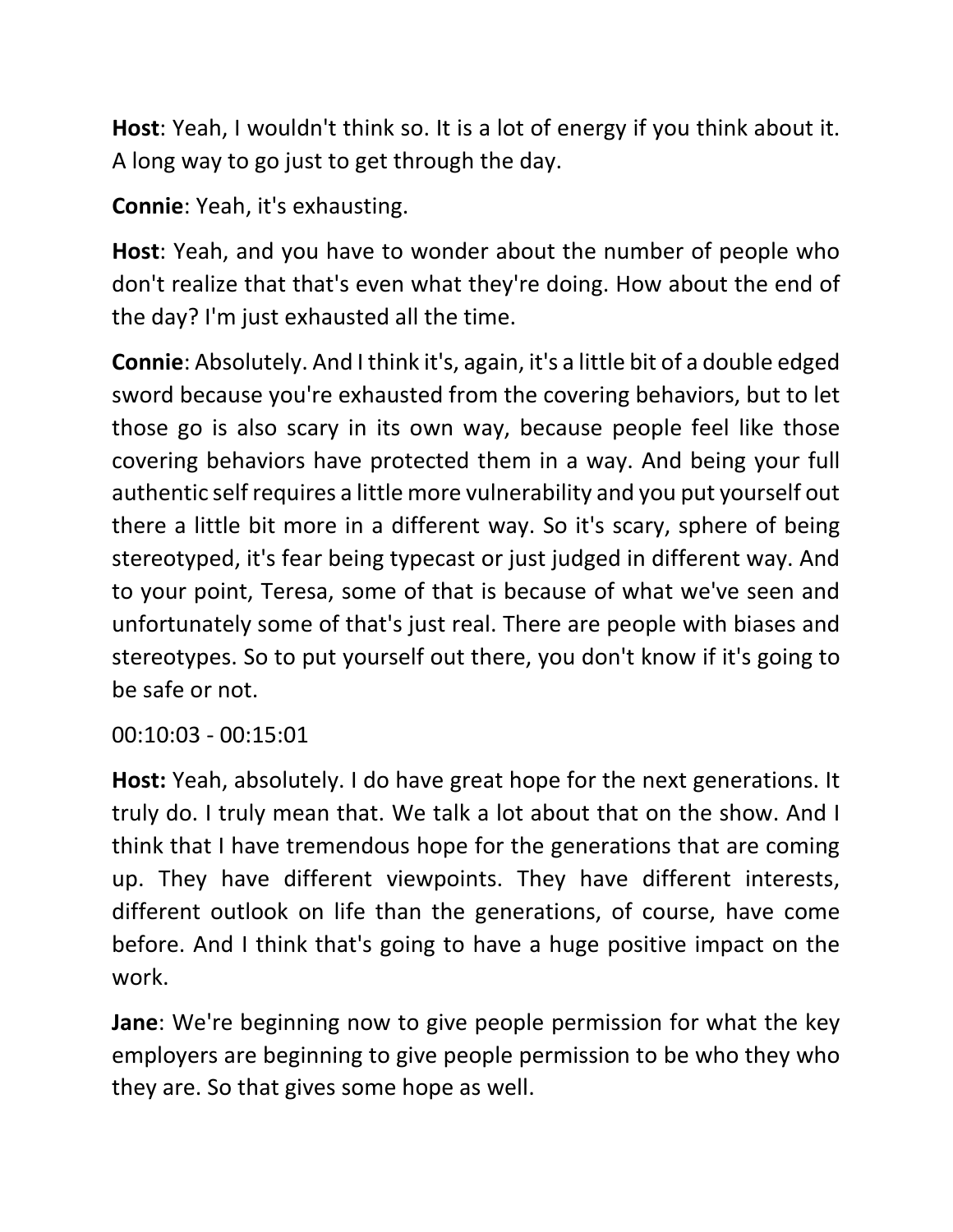**Host**: Yeah, I wouldn't think so. It is a lot of energy if you think about it. A long way to go just to get through the day.

**Connie**: Yeah, it's exhausting.

**Host**: Yeah, and you have to wonder about the number of people who don't realize that that's even what they're doing. How about the end of the day? I'm just exhausted all the time.

**Connie**: Absolutely. And I think it's, again, it's a little bit of a double edged sword because you're exhausted from the covering behaviors, but to let those go is also scary in its own way, because people feel like those covering behaviors have protected them in a way. And being your full authentic self requires a little more vulnerability and you put yourself out there a little bit more in a different way. So it's scary, sphere of being stereotyped, it's fear being typecast or just judged in different way. And to your point, Teresa, some of that is because of what we've seen and unfortunately some of that's just real. There are people with biases and stereotypes. So to put yourself out there, you don't know if it's going to be safe or not.

00:10:03 - 00:15:01

**Host:** Yeah, absolutely. I do have great hope for the next generations. It truly do. I truly mean that. We talk a lot about that on the show. And I think that I have tremendous hope for the generations that are coming up. They have different viewpoints. They have different interests, different outlook on life than the generations, of course, have come before. And I think that's going to have a huge positive impact on the work.

**Jane**: We're beginning now to give people permission for what the key employers are beginning to give people permission to be who they who they are. So that gives some hope as well.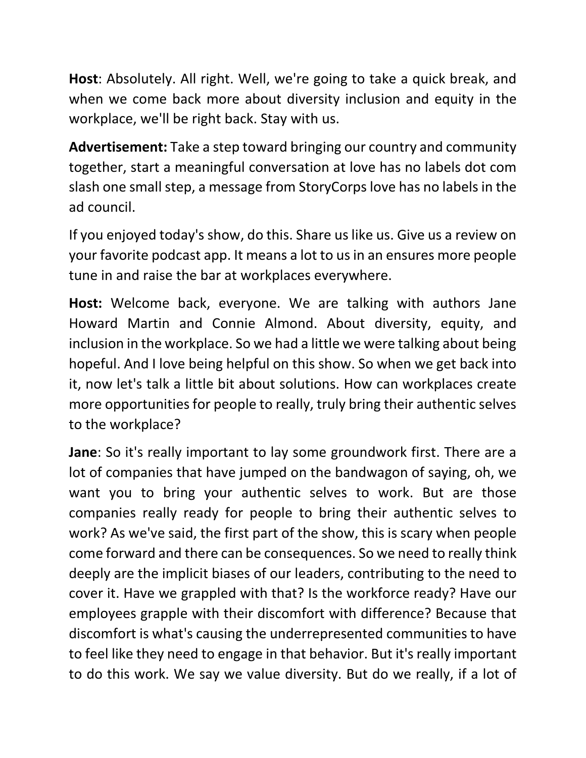**Host**: Absolutely. All right. Well, we're going to take a quick break, and when we come back more about diversity inclusion and equity in the workplace, we'll be right back. Stay with us.

**Advertisement:** Take a step toward bringing our country and community together, start a meaningful conversation at love has no labels dot com slash one small step, a message from StoryCorps love has no labels in the ad council.

If you enjoyed today's show, do this. Share us like us. Give us a review on your favorite podcast app. It means a lot to us in an ensures more people tune in and raise the bar at workplaces everywhere.

**Host:** Welcome back, everyone. We are talking with authors Jane Howard Martin and Connie Almond. About diversity, equity, and inclusion in the workplace. So we had a little we were talking about being hopeful. And I love being helpful on this show. So when we get back into it, now let's talk a little bit about solutions. How can workplaces create more opportunities for people to really, truly bring their authentic selves to the workplace?

**Jane**: So it's really important to lay some groundwork first. There are a lot of companies that have jumped on the bandwagon of saying, oh, we want you to bring your authentic selves to work. But are those companies really ready for people to bring their authentic selves to work? As we've said, the first part of the show, this is scary when people come forward and there can be consequences. So we need to really think deeply are the implicit biases of our leaders, contributing to the need to cover it. Have we grappled with that? Is the workforce ready? Have our employees grapple with their discomfort with difference? Because that discomfort is what's causing the underrepresented communities to have to feel like they need to engage in that behavior. But it's really important to do this work. We say we value diversity. But do we really, if a lot of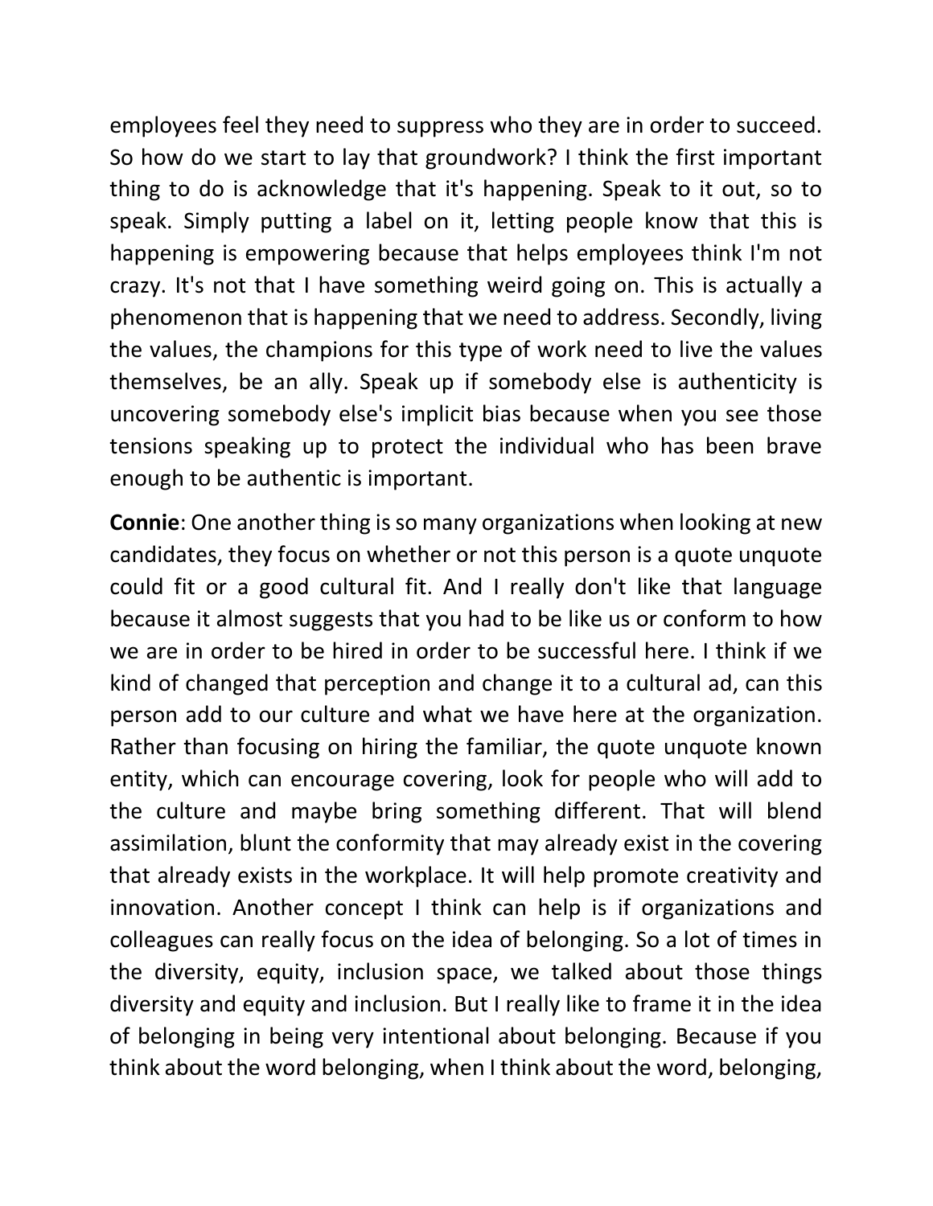employees feel they need to suppress who they are in order to succeed. So how do we start to lay that groundwork? I think the first important thing to do is acknowledge that it's happening. Speak to it out, so to speak. Simply putting a label on it, letting people know that this is happening is empowering because that helps employees think I'm not crazy. It's not that I have something weird going on. This is actually a phenomenon that is happening that we need to address. Secondly, living the values, the champions for this type of work need to live the values themselves, be an ally. Speak up if somebody else is authenticity is uncovering somebody else's implicit bias because when you see those tensions speaking up to protect the individual who has been brave enough to be authentic is important.

**Connie**: One another thing is so many organizations when looking at new candidates, they focus on whether or not this person is a quote unquote could fit or a good cultural fit. And I really don't like that language because it almost suggests that you had to be like us or conform to how we are in order to be hired in order to be successful here. I think if we kind of changed that perception and change it to a cultural ad, can this person add to our culture and what we have here at the organization. Rather than focusing on hiring the familiar, the quote unquote known entity, which can encourage covering, look for people who will add to the culture and maybe bring something different. That will blend assimilation, blunt the conformity that may already exist in the covering that already exists in the workplace. It will help promote creativity and innovation. Another concept I think can help is if organizations and colleagues can really focus on the idea of belonging. So a lot of times in the diversity, equity, inclusion space, we talked about those things diversity and equity and inclusion. But I really like to frame it in the idea of belonging in being very intentional about belonging. Because if you think about the word belonging, when I think about the word, belonging,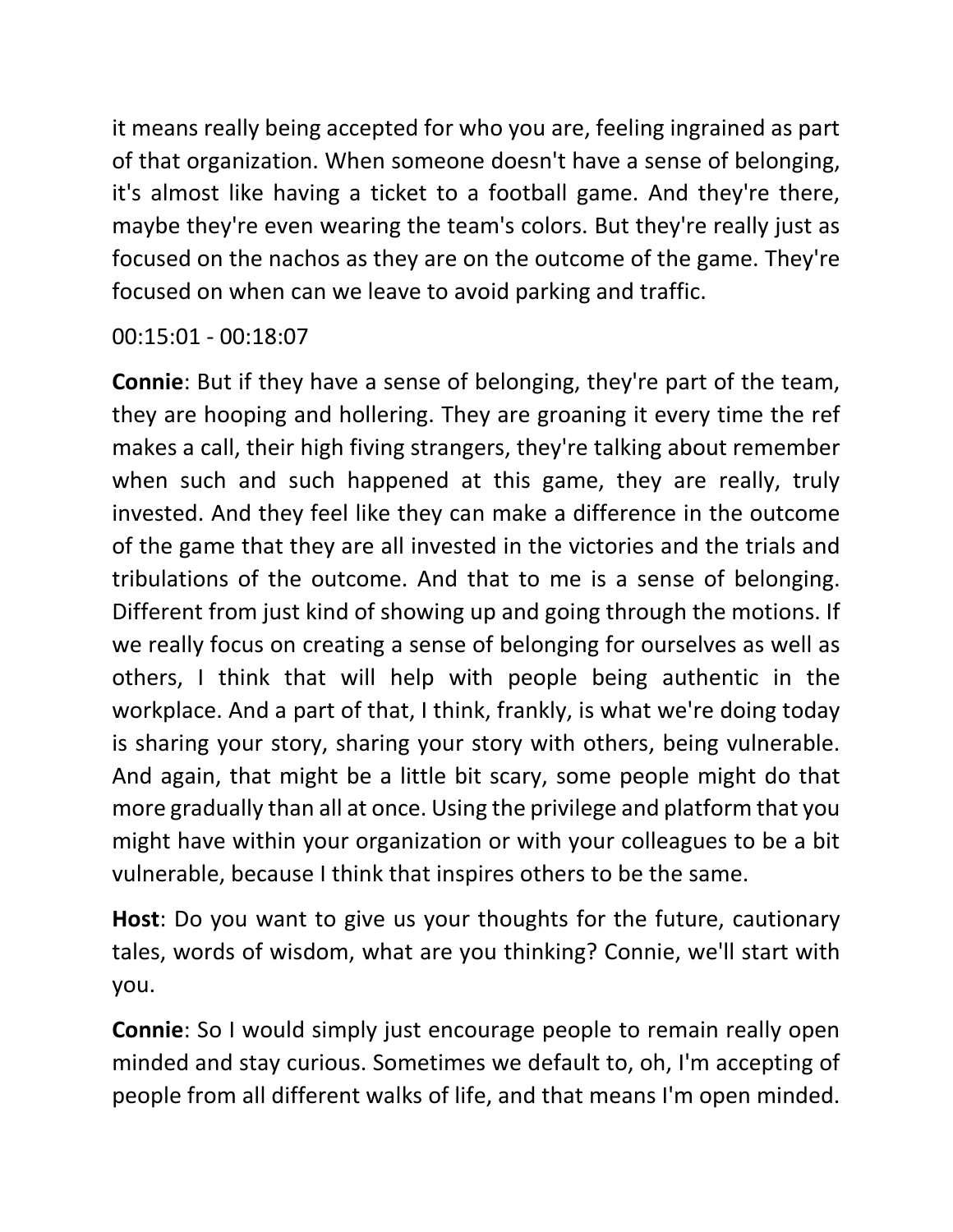it means really being accepted for who you are, feeling ingrained as part of that organization. When someone doesn't have a sense of belonging, it's almost like having a ticket to a football game. And they're there, maybe they're even wearing the team's colors. But they're really just as focused on the nachos as they are on the outcome of the game. They're focused on when can we leave to avoid parking and traffic.

00:15:01 - 00:18:07

**Connie**: But if they have a sense of belonging, they're part of the team, they are hooping and hollering. They are groaning it every time the ref makes a call, their high fiving strangers, they're talking about remember when such and such happened at this game, they are really, truly invested. And they feel like they can make a difference in the outcome of the game that they are all invested in the victories and the trials and tribulations of the outcome. And that to me is a sense of belonging. Different from just kind of showing up and going through the motions. If we really focus on creating a sense of belonging for ourselves as well as others, I think that will help with people being authentic in the workplace. And a part of that, I think, frankly, is what we're doing today is sharing your story, sharing your story with others, being vulnerable. And again, that might be a little bit scary, some people might do that more gradually than all at once. Using the privilege and platform that you might have within your organization or with your colleagues to be a bit vulnerable, because I think that inspires others to be the same.

**Host**: Do you want to give us your thoughts for the future, cautionary tales, words of wisdom, what are you thinking? Connie, we'll start with you.

**Connie**: So I would simply just encourage people to remain really open minded and stay curious. Sometimes we default to, oh, I'm accepting of people from all different walks of life, and that means I'm open minded.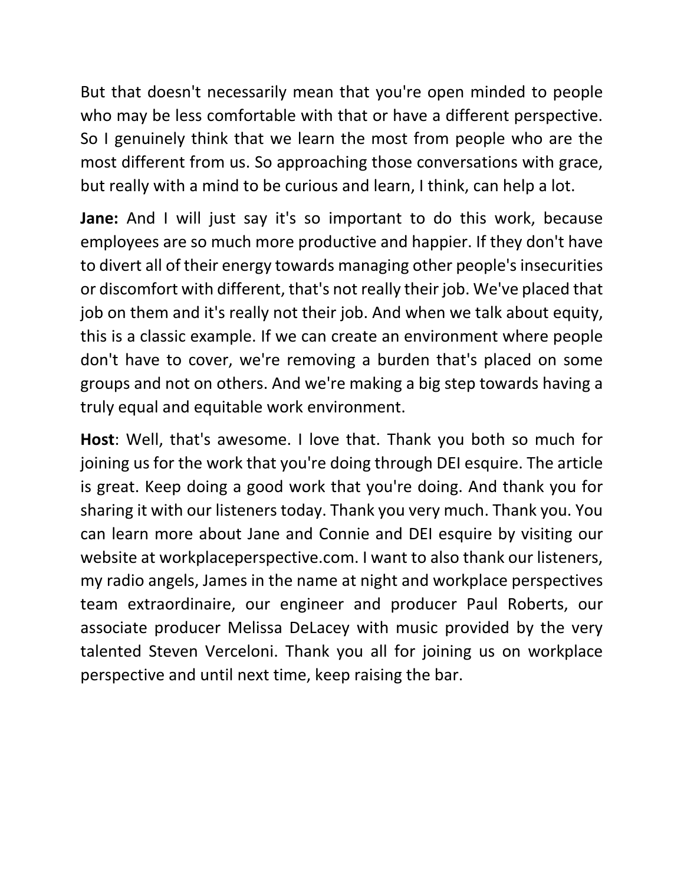But that doesn't necessarily mean that you're open minded to people who may be less comfortable with that or have a different perspective. So I genuinely think that we learn the most from people who are the most different from us. So approaching those conversations with grace, but really with a mind to be curious and learn, I think, can help a lot.

**Jane:** And I will just say it's so important to do this work, because employees are so much more productive and happier. If they don't have to divert all of their energy towards managing other people's insecurities or discomfort with different, that's not really their job. We've placed that job on them and it's really not their job. And when we talk about equity, this is a classic example. If we can create an environment where people don't have to cover, we're removing a burden that's placed on some groups and not on others. And we're making a big step towards having a truly equal and equitable work environment.

**Host**: Well, that's awesome. I love that. Thank you both so much for joining us for the work that you're doing through DEI esquire. The article is great. Keep doing a good work that you're doing. And thank you for sharing it with our listeners today. Thank you very much. Thank you. You can learn more about Jane and Connie and DEI esquire by visiting our website at workplaceperspective.com. I want to also thank our listeners, my radio angels, James in the name at night and workplace perspectives team extraordinaire, our engineer and producer Paul Roberts, our associate producer Melissa DeLacey with music provided by the very talented Steven Verceloni. Thank you all for joining us on workplace perspective and until next time, keep raising the bar.